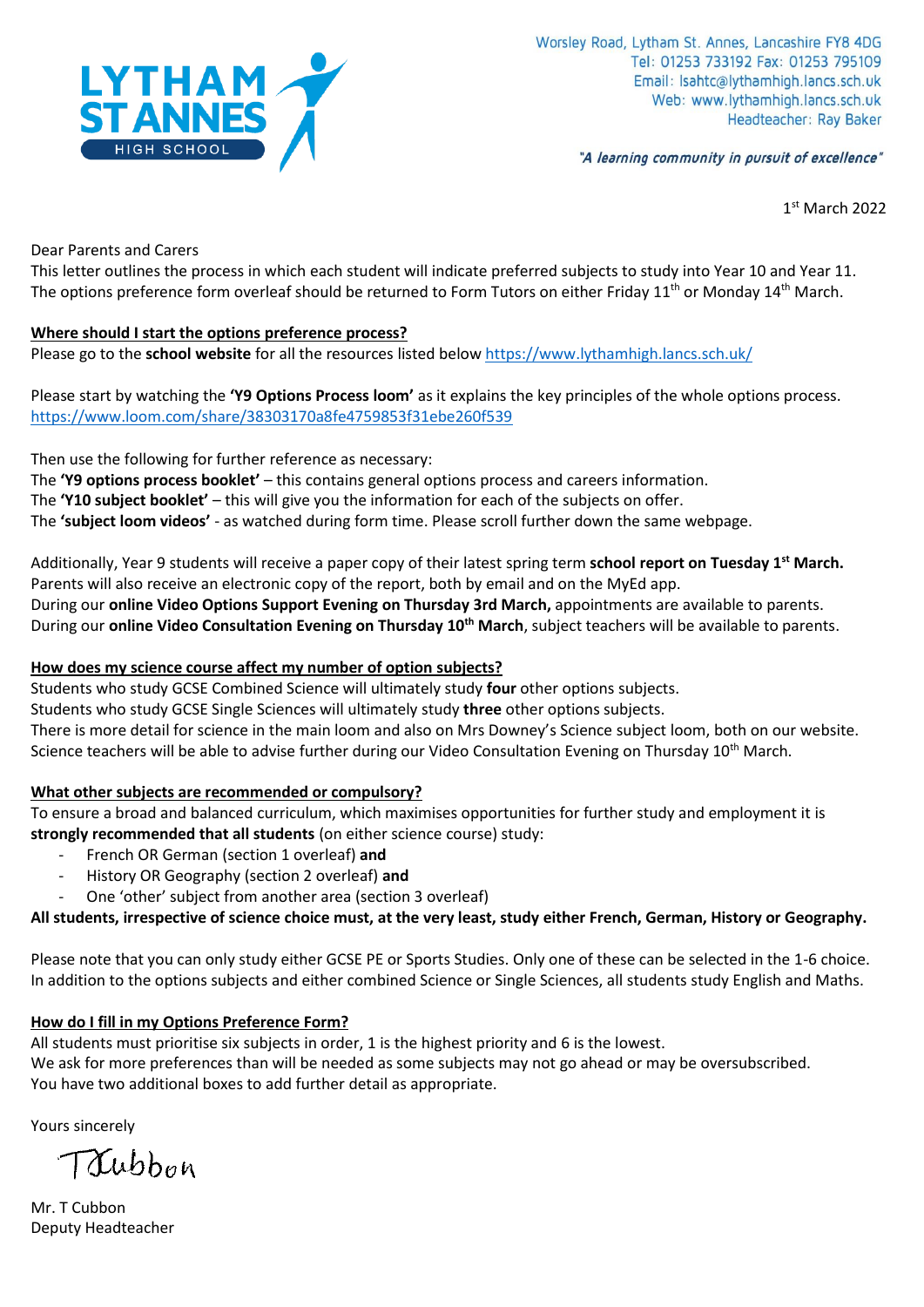Worsley Road, Lytham St. Annes, Lancashire FY8 4DG
Tel: 01253 733192 Fax: 01253 795109
Email: lsahtc@lythamhigh.lancs.sch.uk
Web: www.lythamhigh.lancs.sch.uk
Headteacher: Ray Baker

*"A learning community in pursuit of excellence"*

1st March 2022

Dear Parents and Carers

This letter outlines the process in which each student will indicate preferred subjects to study into Year 10 and Year 11. The options preference form overleaf should be returned to Form Tutors on either Friday 11th or Monday 14th March.

**Where should I start the options preference process?**

Please go to the **school website** for all the resources listed below https://www.lythamhigh.lancs.sch.uk/

Please start by watching the **'Y9 Options Process loom'** as it explains the key principles of the whole options process.
https://www.loom.com/share/38303170a8fe4759853f31ebe260f539

Then use the following for further reference as necessary:
The **'Y9 options process booklet'** – this contains general options process and careers information.
The **'Y10 subject booklet'** – this will give you the information for each of the subjects on offer.
The **'subject loom videos'** - as watched during form time. Please scroll further down the same webpage.

Additionally, Year 9 students will receive a paper copy of their latest spring term **school report on Tuesday 1st March.**
Parents will also receive an electronic copy of the report, both by email and on the MyEd app.
During our **online Video Options Support Evening on Thursday 3rd March,** appointments are available to parents.
During our **online Video Consultation Evening on Thursday 10th March**, subject teachers will be available to parents.

**How does my science course affect my number of option subjects?**

Students who study GCSE Combined Science will ultimately study **four** other options subjects.
Students who study GCSE Single Sciences will ultimately study **three** other options subjects.
There is more detail for science in the main loom and also on Mrs Downey's Science subject loom, both on our website.
Science teachers will be able to advise further during our Video Consultation Evening on Thursday 10th March.

**What other subjects are recommended or compulsory?**

To ensure a broad and balanced curriculum, which maximises opportunities for further study and employment it is **strongly recommended that all students** (on either science course) study:

- French OR German (section 1 overleaf) **and**
- History OR Geography (section 2 overleaf) **and**
- One 'other' subject from another area (section 3 overleaf)

**All students, irrespective of science choice must, at the very least, study either French, German, History or Geography.**

Please note that you can only study either GCSE PE or Sports Studies. Only one of these can be selected in the 1-6 choice.
In addition to the options subjects and either combined Science or Single Sciences, all students study English and Maths.

**How do I fill in my Options Preference Form?**

All students must prioritise six subjects in order, 1 is the highest priority and 6 is the lowest.
We ask for more preferences than will be needed as some subjects may not go ahead or may be oversubscribed.
You have two additional boxes to add further detail as appropriate.

Yours sincerely

T Cubbon

Mr. T Cubbon
Deputy Headteacher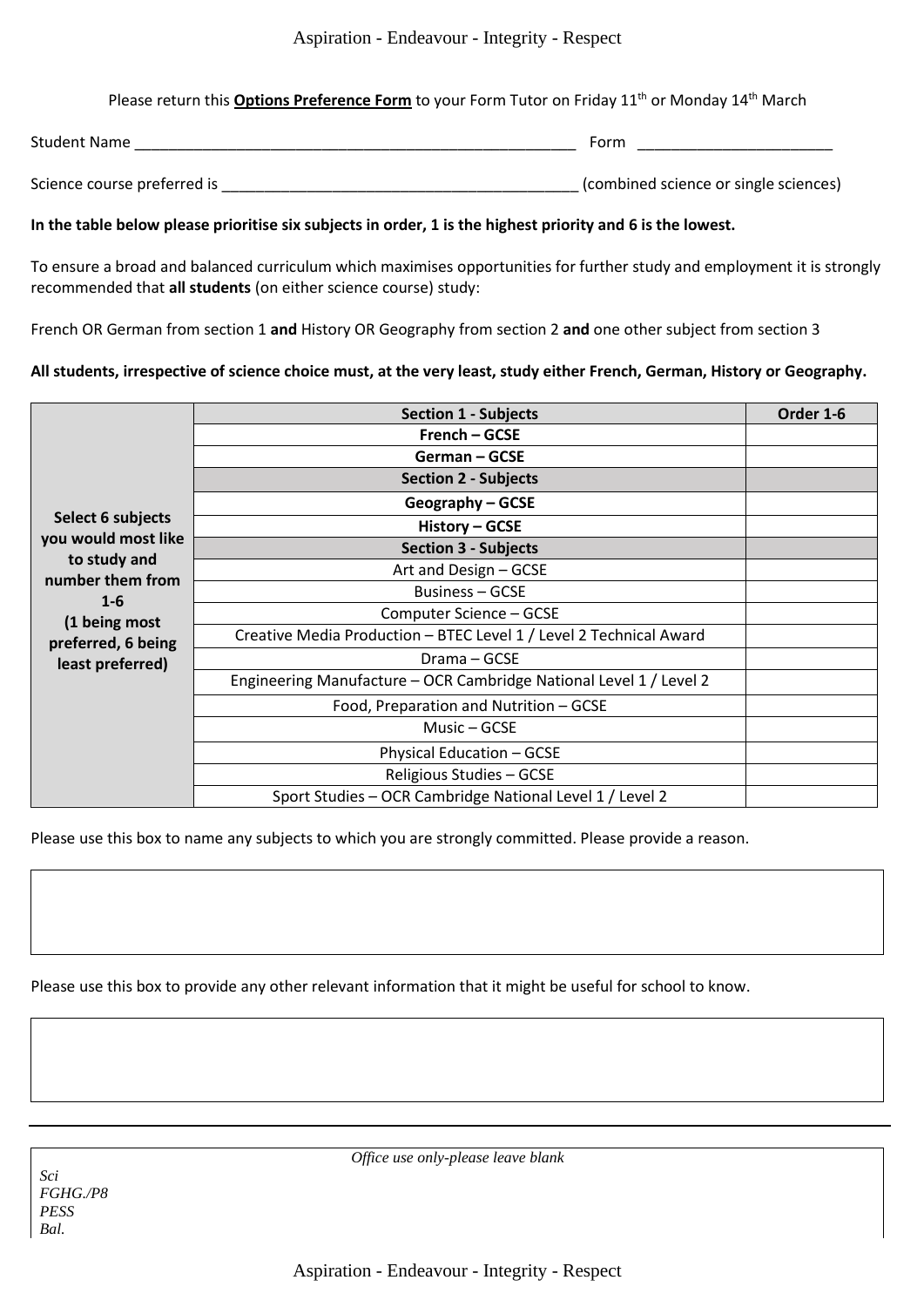Please return this **Options Preference Form** to your Form Tutor on Friday 11th or Monday 14th March

Student Name _______________________________________________________ Form _______________________

Science course preferred is __________________________________________ (combined science or single sciences)

**In the table below please prioritise six subjects in order, 1 is the highest priority and 6 is the lowest.**

To ensure a broad and balanced curriculum which maximises opportunities for further study and employment it is strongly recommended that **all students** (on either science course) study:

French OR German from section 1 **and** History OR Geography from section 2 **and** one other subject from section 3

**All students, irrespective of science choice must, at the very least, study either French, German, History or Geography.**

| | | |
|---|---|---|
| **Select 6 subjects you would most like to study and number them from 1-6 (1 being most preferred, 6 being least preferred)** | **Section 1 - Subjects** | **Order 1-6** |
| | **French – GCSE** | |
| | **German – GCSE** | |
| | **Section 2 - Subjects** | |
| | **Geography – GCSE** | |
| | **History – GCSE** | |
| | **Section 3 - Subjects** | |
| | Art and Design – GCSE | |
| | Business – GCSE | |
| | Computer Science – GCSE | |
| | Creative Media Production – BTEC Level 1 / Level 2 Technical Award | |
| | Drama – GCSE | |
| | Engineering Manufacture – OCR Cambridge National Level 1 / Level 2 | |
| | Food, Preparation and Nutrition – GCSE | |
| | Music – GCSE | |
| | Physical Education – GCSE | |
| | Religious Studies – GCSE | |
| | Sport Studies – OCR Cambridge National Level 1 / Level 2 | |

Please use this box to name any subjects to which you are strongly committed. Please provide a reason.

Please use this box to provide any other relevant information that it might be useful for school to know.

*Office use only-please leave blank*

*Sci*
*FGHG./P8*
*PESS*
*Bal.*